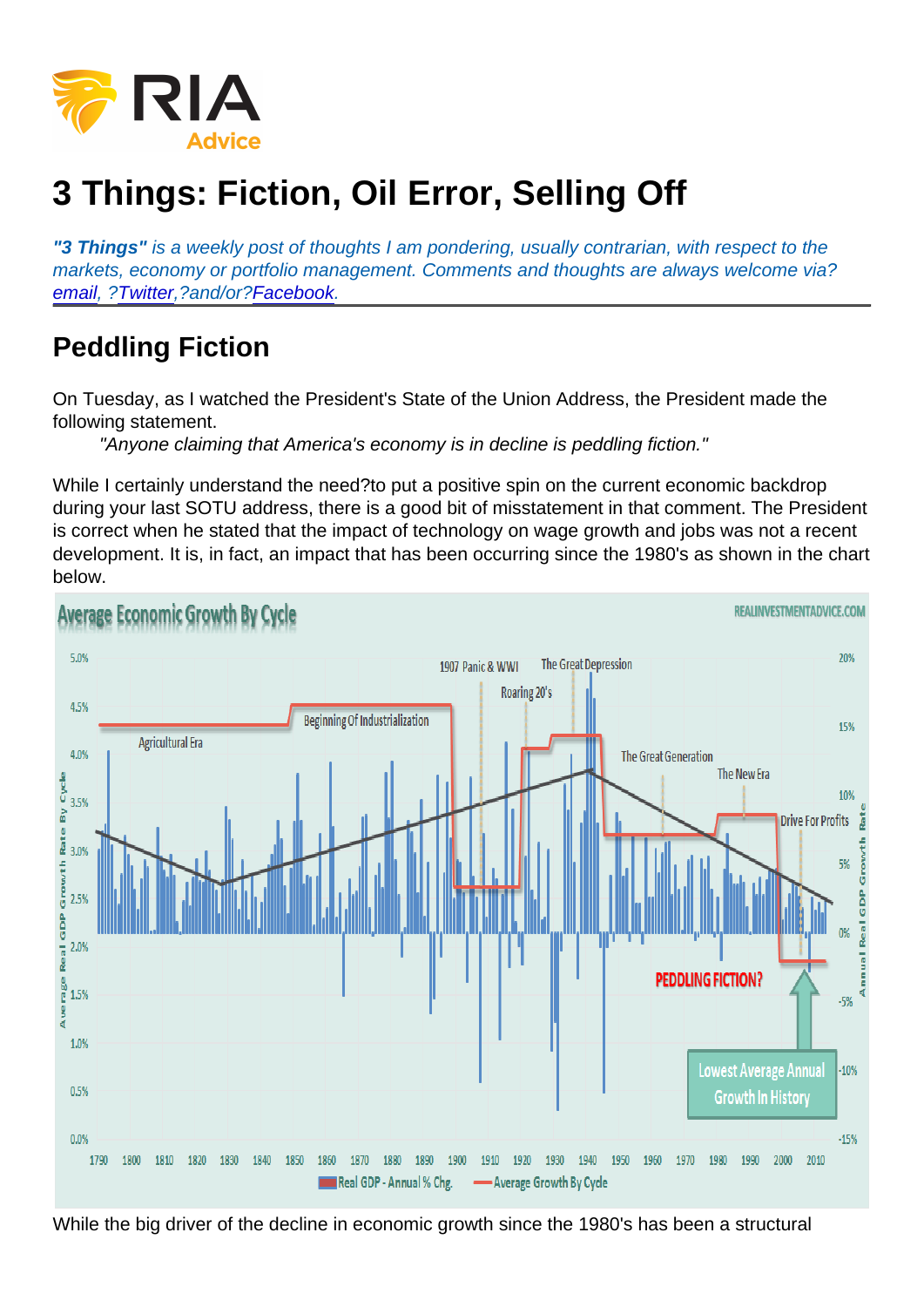# 3 Things: Fiction, Oil Error, Selling Off

*"3 Things" is a weekly post of thoughts I am pondering, usually contrarian, with respect to the markets, economy or portfolio management. Comments and thoughts are always welcome via? email, ?Twitter,?and/or?Facebook.*

## Peddling Fiction

On Tuesday, as I watched the President's State of the Union Address, the President made the following statement.

> "Anyone claiming that America's economy is in decline is peddling fiction."

While I certainly understand the need?to put a positive spin on the current economic backdrop during your last SOTU address, there is a good bit of misstatement in that comment. The President is correct when he stated that the impact of technology on wage growth and jobs was not a recent development. It is, in fact, an impact that has been occurring since the 1980's as shown in the chart below.

While the big driver of the decline in economic growth since the 1980's has been a structural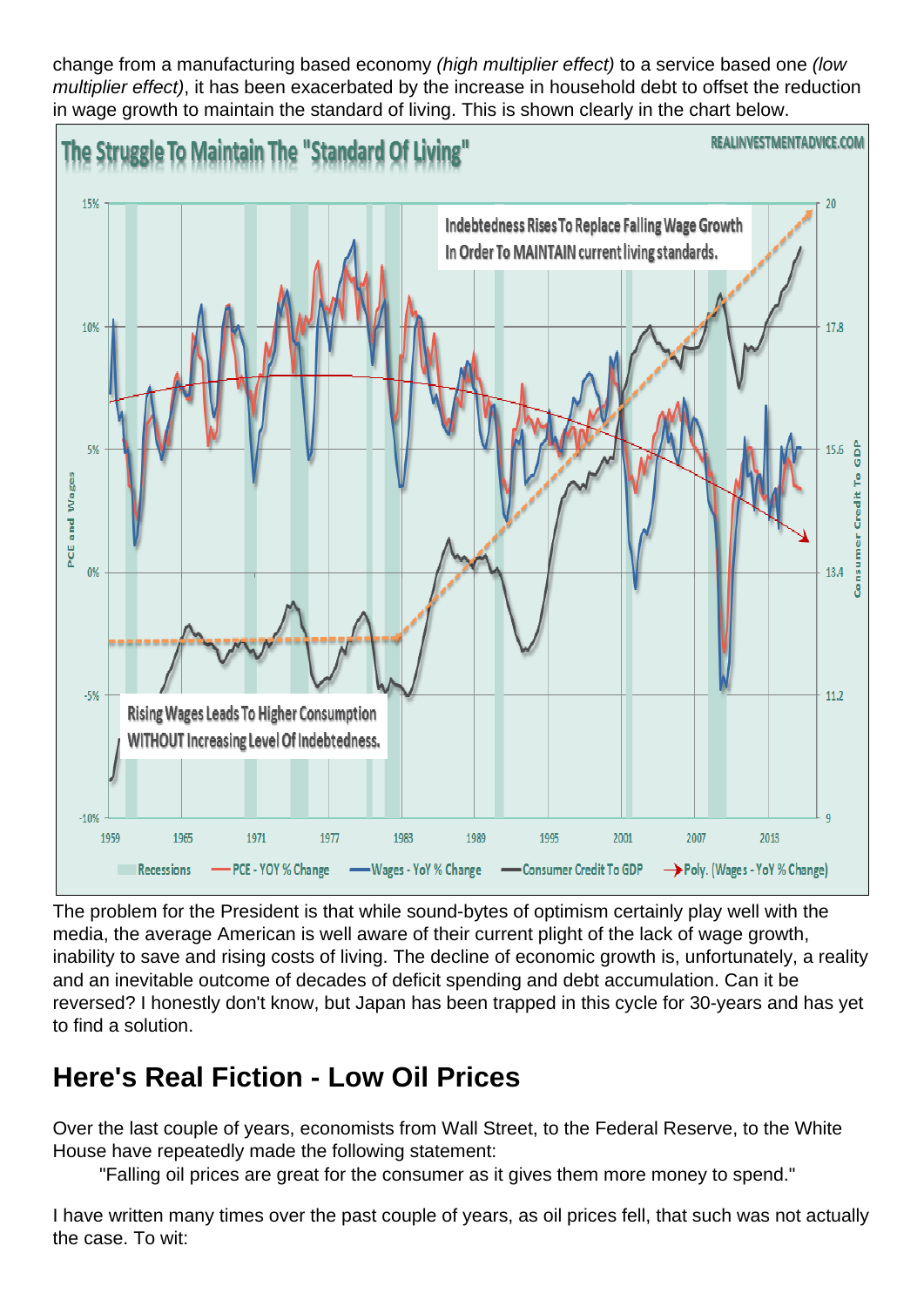change from a manufacturing based economy *(high multiplier effect)* to a service based one *(low multiplier effect)*, it has been exacerbated by the increase in household debt to offset the reduction in wage growth to maintain the standard of living. This is shown clearly in the chart below.

The problem for the President is that while sound-bytes of optimism certainly play well with the media, the average American is well aware of their current plight of the lack of wage growth, inability to save and rising costs of living. The decline of economic growth is, unfortunately, a reality and an inevitable outcome of decades of deficit spending and debt accumulation. Can it be reversed? I honestly don't know, but Japan has been trapped in this cycle for 30-years and has yet to find a solution.

## Here's Real Fiction - Low Oil Prices

Over the last couple of years, economists from Wall Street, to the Federal Reserve, to the White House have repeatedly made the following statement:

> "Falling oil prices are great for the consumer as it gives them more money to spend."

I have written many times over the past couple of years, as oil prices fell, that such was not actually the case. To wit: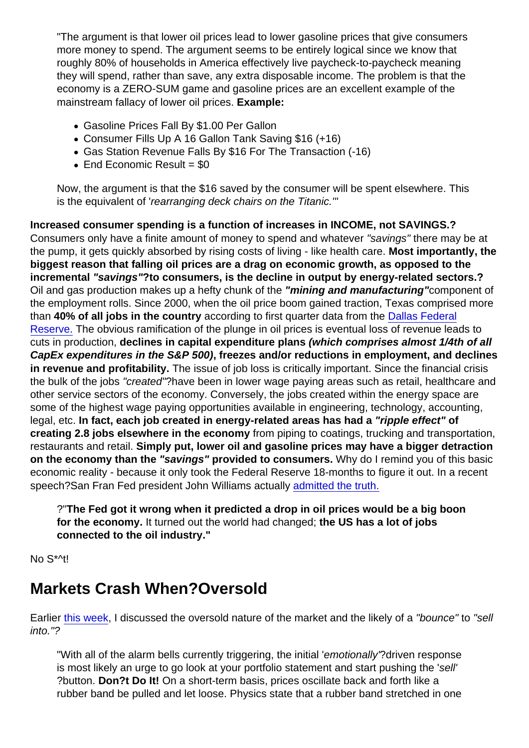> "The argument is that lower oil prices lead to lower gasoline prices that give consumers more money to spend. The argument seems to be entirely logical since we know that roughly 80% of households in America effectively live paycheck-to-paycheck meaning they will spend, rather than save, any extra disposable income. The problem is that the economy is a ZERO-SUM game and gasoline prices are an excellent example of the mainstream fallacy of lower oil prices. **Example:**
>
> - Gasoline Prices Fall By $1.00 Per Gallon
> - Consumer Fills Up A 16 Gallon Tank Saving $16 (+16)
> - Gas Station Revenue Falls By $16 For The Transaction (-16)
> - End Economic Result = $0
>
> Now, the argument is that the $16 saved by the consumer will be spent elsewhere. This is the equivalent of '*rearranging deck chairs on the Titanic.*'"

**Increased consumer spending is a function of increases in INCOME, not SAVINGS.?** Consumers only have a finite amount of money to spend and whatever *"savings"* there may be at the pump, it gets quickly absorbed by rising costs of living - like health care. **Most importantly, the biggest reason that falling oil prices are a drag on economic growth, as opposed to the incremental *"savings"*?to consumers, is the decline in output by energy-related sectors.?** Oil and gas production makes up a hefty chunk of the ***"mining and manufacturing"***component of the employment rolls. Since 2000, when the oil price boom gained traction, Texas comprised more than **40% of all jobs in the country** according to first quarter data from the [Dallas Federal Reserve.](#) The obvious ramification of the plunge in oil prices is eventual loss of revenue leads to cuts in production, **declines in capital expenditure plans *(which comprises almost 1/4th of all CapEx expenditures in the S&P 500)*, freezes and/or reductions in employment, and declines in revenue and profitability.** The issue of job loss is critically important. Since the financial crisis the bulk of the jobs *"created"*?have been in lower wage paying areas such as retail, healthcare and other service sectors of the economy. Conversely, the jobs created within the energy space are some of the highest wage paying opportunities available in engineering, technology, accounting, legal, etc. **In fact, each job created in energy-related areas has had a *"ripple effect"* of creating 2.8 jobs elsewhere in the economy** from piping to coatings, trucking and transportation, restaurants and retail. **Simply put, lower oil and gasoline prices may have a bigger detraction on the economy than the *"savings"* provided to consumers.** Why do I remind you of this basic economic reality - because it only took the Federal Reserve 18-months to figure it out. In a recent speech?San Fran Fed president John Williams actually [admitted the truth.](#)

> ?"**The Fed got it wrong when it predicted a drop in oil prices would be a big boon for the economy.** It turned out the world had changed; **the US has a lot of jobs connected to the oil industry."**

No S*^t!

## Markets Crash When?Oversold

Earlier [this week](#), I discussed the oversold nature of the market and the likely of a *"bounce"* to *"sell into."?*

> "With all of the alarm bells currently triggering, the initial '*emotionally*'?driven response is most likely an urge to go look at your portfolio statement and start pushing the '*sell*' ?button. **Don?t Do It!** On a short-term basis, prices oscillate back and forth like a rubber band be pulled and let loose. Physics state that a rubber band stretched in one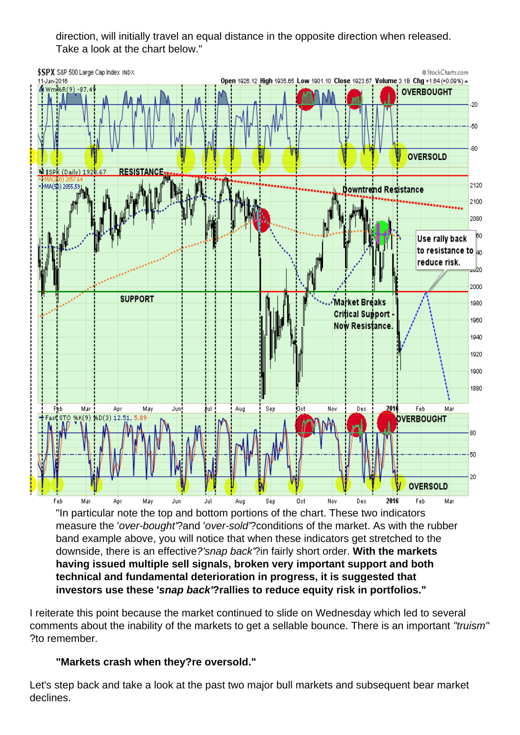direction, will initially travel an equal distance in the opposite direction when released. Take a look at the chart below."

"In particular note the top and bottom portions of the chart. These two indicators measure the '*over-bought*'?and '*over-sold*'?conditions of the market. As with the rubber band example above, you will notice that when these indicators get stretched to the downside, there is an effective?*'snap back'*?in fairly short order. **With the markets having issued multiple sell signals, broken very important support and both technical and fundamental deterioration in progress, it is suggested that investors use these '*snap back*'?rallies to reduce equity risk in portfolios."**

I reiterate this point because the market continued to slide on Wednesday which led to several comments about the inability of the markets to get a sellable bounce. There is an important *"truism"* ?to remember.

> **"Markets crash when they?re oversold."**

Let's step back and take a look at the past two major bull markets and subsequent bear market declines.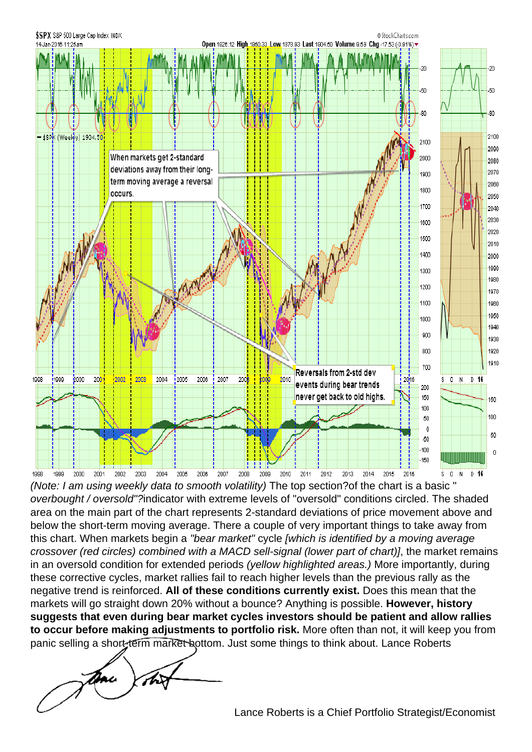*(Note: I am using weekly data to smooth volatility)* The top section?of the chart is a basic "*overbought / oversold"?*indicator with extreme levels of "oversold" conditions circled. The shaded area on the main part of the chart represents 2-standard deviations of price movement above and below the short-term moving average. There a couple of very important things to take away from this chart. When markets begin a *"bear market"* cycle *[which is identified by a moving average crossover (red circles) combined with a MACD sell-signal (lower part of chart)]*, the market remains in an oversold condition for extended periods *(yellow highlighted areas.)* More importantly, during these corrective cycles, market rallies fail to reach higher levels than the previous rally as the negative trend is reinforced. **All of these conditions currently exist.** Does this mean that the markets will go straight down 20% without a bounce? Anything is possible. **However, history suggests that even during bear market cycles investors should be patient and allow rallies to occur before making adjustments to portfolio risk.** More often than not, it will keep you from panic selling a short-term market bottom. Just some things to think about. Lance Roberts

Lance Roberts is a Chief Portfolio Strategist/Economist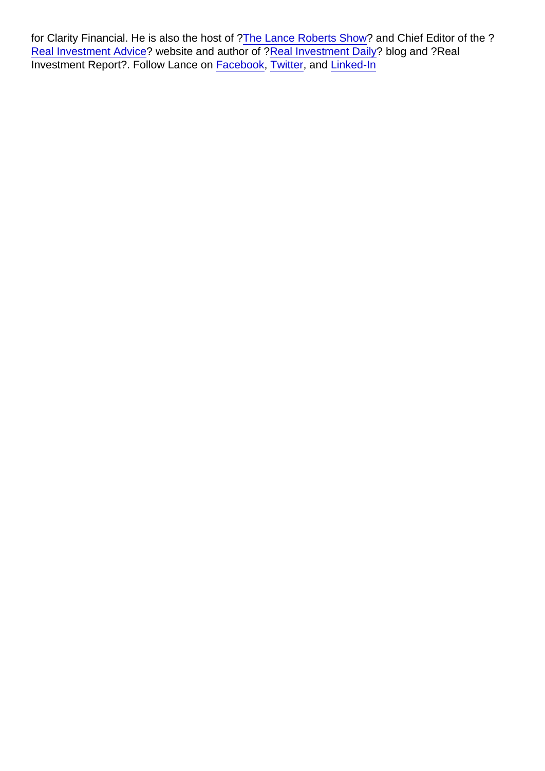for Clarity Financial. He is also the host of ?The Lance Roberts Show? and Chief Editor of the ?Real Investment Advice? website and author of ?Real Investment Daily? blog and ?Real Investment Report?. Follow Lance on Facebook, Twitter, and Linked-In